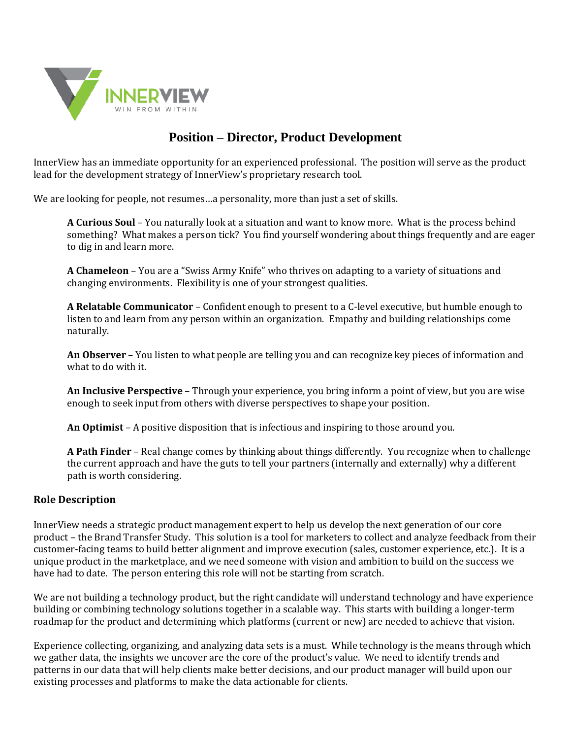# Position – Director, Product Development

InnerView has an immediate opportunity for an experienced professional. The position will serve as the product lead for the development strategy of InnerView's proprietary research tool.

We are looking for people, not resumes…a personality, more than just a set of skills.

**A Curious Soul** – You naturally look at a situation and want to know more. What is the process behind something? What makes a person tick? You find yourself wondering about things frequently and are eager to dig in and learn more.

**A Chameleon** – You are a "Swiss Army Knife" who thrives on adapting to a variety of situations and changing environments. Flexibility is one of your strongest qualities.

**A Relatable Communicator** – Confident enough to present to a C-level executive, but humble enough to listen to and learn from any person within an organization. Empathy and building relationships come naturally.

**An Observer** – You listen to what people are telling you and can recognize key pieces of information and what to do with it.

**An Inclusive Perspective** – Through your experience, you bring inform a point of view, but you are wise enough to seek input from others with diverse perspectives to shape your position.

**An Optimist** – A positive disposition that is infectious and inspiring to those around you.

**A Path Finder** – Real change comes by thinking about things differently. You recognize when to challenge the current approach and have the guts to tell your partners (internally and externally) why a different path is worth considering.

## Role Description

InnerView needs a strategic product management expert to help us develop the next generation of our core product – the Brand Transfer Study. This solution is a tool for marketers to collect and analyze feedback from their customer-facing teams to build better alignment and improve execution (sales, customer experience, etc.). It is a unique product in the marketplace, and we need someone with vision and ambition to build on the success we have had to date. The person entering this role will not be starting from scratch.

We are not building a technology product, but the right candidate will understand technology and have experience building or combining technology solutions together in a scalable way. This starts with building a longer-term roadmap for the product and determining which platforms (current or new) are needed to achieve that vision.

Experience collecting, organizing, and analyzing data sets is a must. While technology is the means through which we gather data, the insights we uncover are the core of the product's value. We need to identify trends and patterns in our data that will help clients make better decisions, and our product manager will build upon our existing processes and platforms to make the data actionable for clients.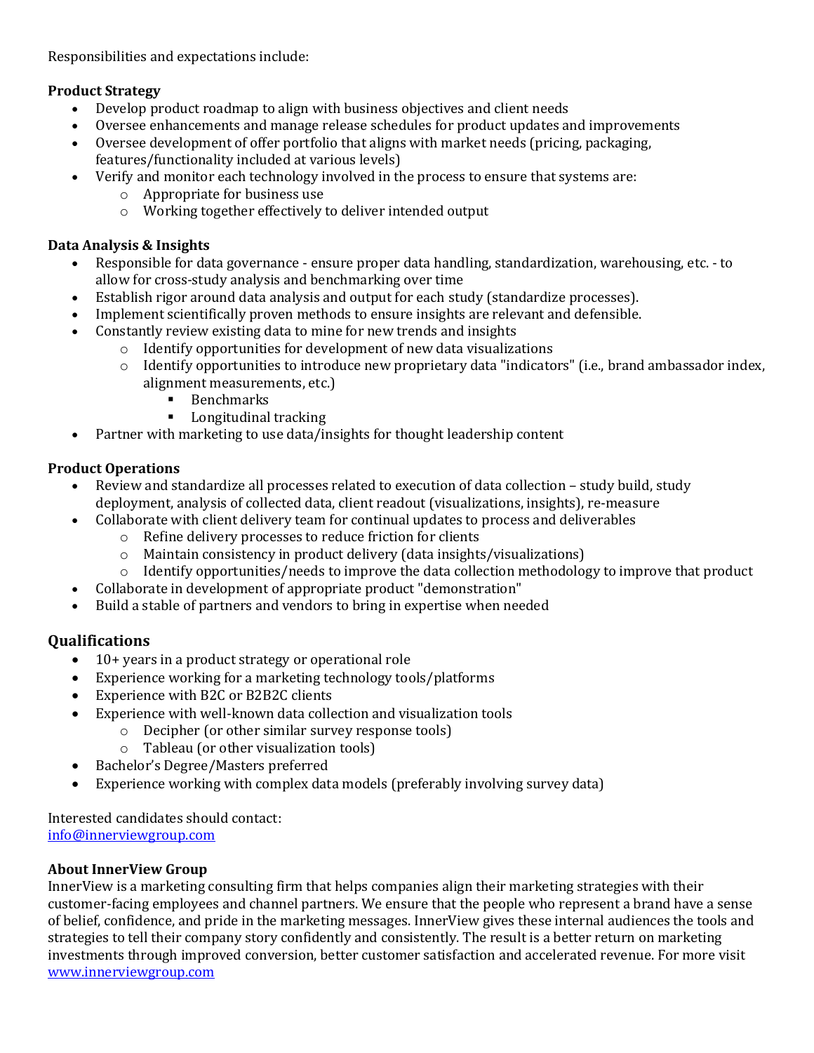Responsibilities and expectations include:

**Product Strategy**

- Develop product roadmap to align with business objectives and client needs
- Oversee enhancements and manage release schedules for product updates and improvements
- Oversee development of offer portfolio that aligns with market needs (pricing, packaging, features/functionality included at various levels)
- Verify and monitor each technology involved in the process to ensure that systems are:
  - Appropriate for business use
  - Working together effectively to deliver intended output

**Data Analysis & Insights**

- Responsible for data governance - ensure proper data handling, standardization, warehousing, etc. - to allow for cross-study analysis and benchmarking over time
- Establish rigor around data analysis and output for each study (standardize processes).
- Implement scientifically proven methods to ensure insights are relevant and defensible.
- Constantly review existing data to mine for new trends and insights
  - Identify opportunities for development of new data visualizations
  - Identify opportunities to introduce new proprietary data "indicators" (i.e., brand ambassador index, alignment measurements, etc.)
    - Benchmarks
    - Longitudinal tracking
- Partner with marketing to use data/insights for thought leadership content

**Product Operations**

- Review and standardize all processes related to execution of data collection – study build, study deployment, analysis of collected data, client readout (visualizations, insights), re-measure
- Collaborate with client delivery team for continual updates to process and deliverables
  - Refine delivery processes to reduce friction for clients
  - Maintain consistency in product delivery (data insights/visualizations)
  - Identify opportunities/needs to improve the data collection methodology to improve that product
- Collaborate in development of appropriate product "demonstration"
- Build a stable of partners and vendors to bring in expertise when needed

## Qualifications

- 10+ years in a product strategy or operational role
- Experience working for a marketing technology tools/platforms
- Experience with B2C or B2B2C clients
- Experience with well-known data collection and visualization tools
  - Decipher (or other similar survey response tools)
  - Tableau (or other visualization tools)
- Bachelor's Degree/Masters preferred
- Experience working with complex data models (preferably involving survey data)

Interested candidates should contact:
info@innerviewgroup.com

**About InnerView Group**
InnerView is a marketing consulting firm that helps companies align their marketing strategies with their customer-facing employees and channel partners. We ensure that the people who represent a brand have a sense of belief, confidence, and pride in the marketing messages. InnerView gives these internal audiences the tools and strategies to tell their company story confidently and consistently. The result is a better return on marketing investments through improved conversion, better customer satisfaction and accelerated revenue. For more visit www.innerviewgroup.com